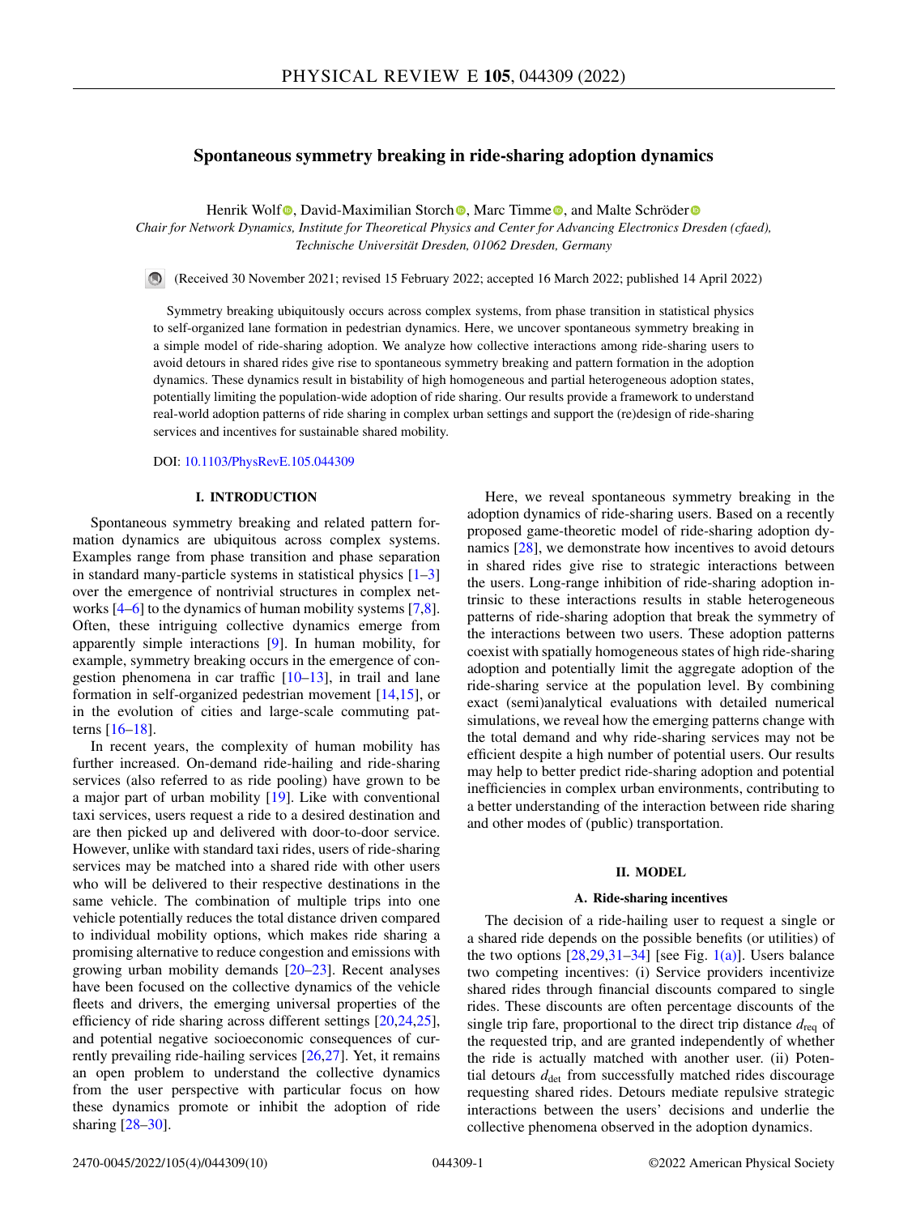# Spontaneous symmetry breaking in ride-sharing adoption dynamics

Henrik Wolf, David-Maximilian Storch, Marc Timme, and Malte Schröder

*Chair for Network Dynamics, Institute for Theoretical Physics and Center for Advancing Electronics Dresden (cfaed), Technische Universität Dresden, 01062 Dresden, Germany*

(Received 30 November 2021; revised 15 February 2022; accepted 16 March 2022; published 14 April 2022)

Symmetry breaking ubiquitously occurs across complex systems, from phase transition in statistical physics to self-organized lane formation in pedestrian dynamics. Here, we uncover spontaneous symmetry breaking in a simple model of ride-sharing adoption. We analyze how collective interactions among ride-sharing users to avoid detours in shared rides give rise to spontaneous symmetry breaking and pattern formation in the adoption dynamics. These dynamics result in bistability of high homogeneous and partial heterogeneous adoption states, potentially limiting the population-wide adoption of ride sharing. Our results provide a framework to understand real-world adoption patterns of ride sharing in complex urban settings and support the (re)design of ride-sharing services and incentives for sustainable shared mobility.

DOI: 10.1103/PhysRevE.105.044309

## I. INTRODUCTION

Spontaneous symmetry breaking and related pattern formation dynamics are ubiquitous across complex systems. Examples range from phase transition and phase separation in standard many-particle systems in statistical physics [1–3] over the emergence of nontrivial structures in complex networks [4–6] to the dynamics of human mobility systems [7,8]. Often, these intriguing collective dynamics emerge from apparently simple interactions [9]. In human mobility, for example, symmetry breaking occurs in the emergence of congestion phenomena in car traffic [10–13], in trail and lane formation in self-organized pedestrian movement [14,15], or in the evolution of cities and large-scale commuting patterns [16–18].

In recent years, the complexity of human mobility has further increased. On-demand ride-hailing and ride-sharing services (also referred to as ride pooling) have grown to be a major part of urban mobility [19]. Like with conventional taxi services, users request a ride to a desired destination and are then picked up and delivered with door-to-door service. However, unlike with standard taxi rides, users of ride-sharing services may be matched into a shared ride with other users who will be delivered to their respective destinations in the same vehicle. The combination of multiple trips into one vehicle potentially reduces the total distance driven compared to individual mobility options, which makes ride sharing a promising alternative to reduce congestion and emissions with growing urban mobility demands [20–23]. Recent analyses have been focused on the collective dynamics of the vehicle fleets and drivers, the emerging universal properties of the efficiency of ride sharing across different settings [20,24,25], and potential negative socioeconomic consequences of currently prevailing ride-hailing services [26,27]. Yet, it remains an open problem to understand the collective dynamics from the user perspective with particular focus on how these dynamics promote or inhibit the adoption of ride sharing [28–30].

Here, we reveal spontaneous symmetry breaking in the adoption dynamics of ride-sharing users. Based on a recently proposed game-theoretic model of ride-sharing adoption dynamics [28], we demonstrate how incentives to avoid detours in shared rides give rise to strategic interactions between the users. Long-range inhibition of ride-sharing adoption intrinsic to these interactions results in stable heterogeneous patterns of ride-sharing adoption that break the symmetry of the interactions between two users. These adoption patterns coexist with spatially homogeneous states of high ride-sharing adoption and potentially limit the aggregate adoption of the ride-sharing service at the population level. By combining exact (semi)analytical evaluations with detailed numerical simulations, we reveal how the emerging patterns change with the total demand and why ride-sharing services may not be efficient despite a high number of potential users. Our results may help to better predict ride-sharing adoption and potential inefficiencies in complex urban environments, contributing to a better understanding of the interaction between ride sharing and other modes of (public) transportation.

## II. MODEL

### A. Ride-sharing incentives

The decision of a ride-hailing user to request a single or a shared ride depends on the possible benefits (or utilities) of the two options [28,29,31–34] [see Fig. 1(a)]. Users balance two competing incentives: (i) Service providers incentivize shared rides through financial discounts compared to single rides. These discounts are often percentage discounts of the single trip fare, proportional to the direct trip distance $d_{\text{req}}$ of the requested trip, and are granted independently of whether the ride is actually matched with another user. (ii) Potential detours $d_{\text{det}}$ from successfully matched rides discourage requesting shared rides. Detours mediate repulsive strategic interactions between the users' decisions and underlie the collective phenomena observed in the adoption dynamics.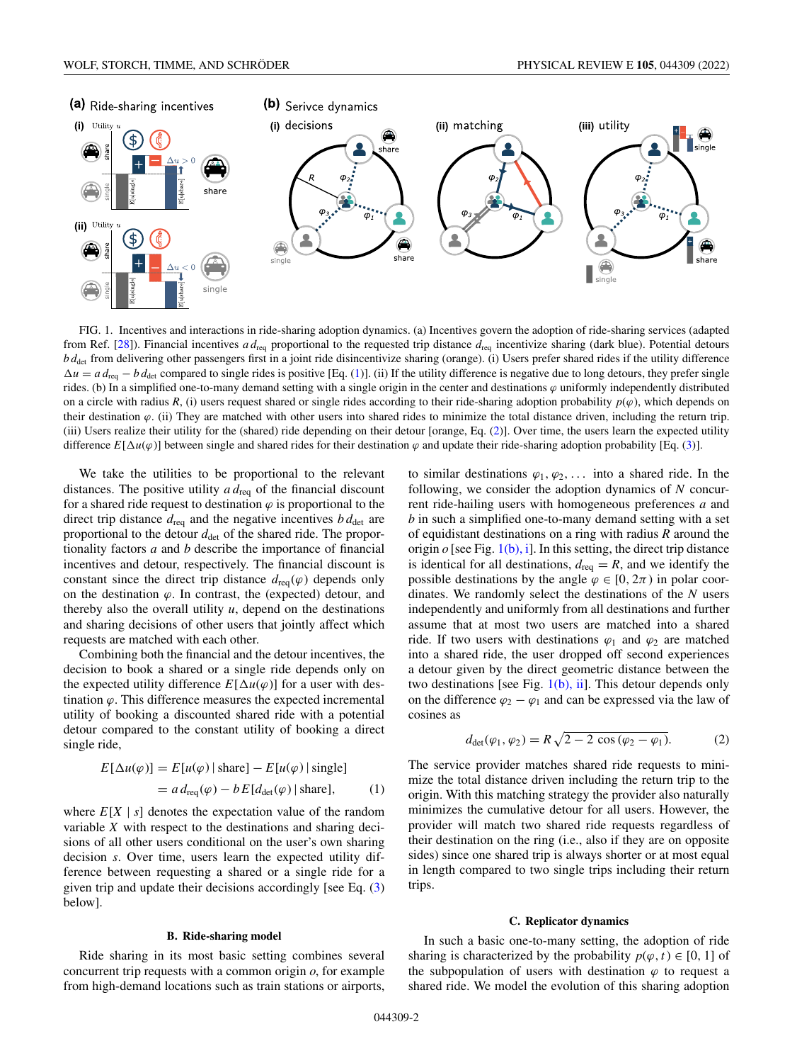FIG. 1. Incentives and interactions in ride-sharing adoption dynamics. (a) Incentives govern the adoption of ride-sharing services (adapted from Ref. [28]). Financial incentives $a\,d_{\text{req}}$ proportional to the requested trip distance $d_{\text{req}}$ incentivize sharing (dark blue). Potential detours $b\,d_{\text{det}}$ from delivering other passengers first in a joint ride disincentivize sharing (orange). (i) Users prefer shared rides if the utility difference $\Delta u = a\,d_{\text{req}} - b\,d_{\text{det}}$ compared to single rides is positive [Eq. (1)]. (ii) If the utility difference is negative due to long detours, they prefer single rides. (b) In a simplified one-to-many demand setting with a single origin in the center and destinations $\varphi$ uniformly independently distributed on a circle with radius $R$, (i) users request shared or single rides according to their ride-sharing adoption probability $p(\varphi)$, which depends on their destination $\varphi$. (ii) They are matched with other users into shared rides to minimize the total distance driven, including the return trip. (iii) Users realize their utility for the (shared) ride depending on their detour [orange, Eq. (2)]. Over time, the users learn the expected utility difference $E[\Delta u(\varphi)]$ between single and shared rides for their destination $\varphi$ and update their ride-sharing adoption probability [Eq. (3)].

We take the utilities to be proportional to the relevant distances. The positive utility $a\,d_{\text{req}}$ of the financial discount for a shared ride request to destination $\varphi$ is proportional to the direct trip distance $d_{\text{req}}$ and the negative incentives $b\,d_{\text{det}}$ are proportional to the detour $d_{\text{det}}$ of the shared ride. The proportionality factors $a$ and $b$ describe the importance of financial incentives and detour, respectively. The financial discount is constant since the direct trip distance $d_{\text{req}}(\varphi)$ depends only on the destination $\varphi$. In contrast, the (expected) detour, and thereby also the overall utility $u$, depend on the destinations and sharing decisions of other users that jointly affect which requests are matched with each other.

Combining both the financial and the detour incentives, the decision to book a shared or a single ride depends only on the expected utility difference $E[\Delta u(\varphi)]$ for a user with destination $\varphi$. This difference measures the expected incremental utility of booking a discounted shared ride with a potential detour compared to the constant utility of booking a direct single ride,

$$
\begin{aligned}
E[\Delta u(\varphi)] &= E[u(\varphi)\,|\,\text{share}] - E[u(\varphi)\,|\,\text{single}] \\
&= a\,d_{\text{req}}(\varphi) - b\,E[d_{\text{det}}(\varphi)\,|\,\text{share}], \qquad (1)
\end{aligned}
$$

where $E[X \mid s]$ denotes the expectation value of the random variable $X$ with respect to the destinations and sharing decisions of all other users conditional on the user's own sharing decision $s$. Over time, users learn the expected utility difference between requesting a shared or a single ride for a given trip and update their decisions accordingly [see Eq. (3) below].

### B. Ride-sharing model

Ride sharing in its most basic setting combines several concurrent trip requests with a common origin $o$, for example from high-demand locations such as train stations or airports, to similar destinations $\varphi_1, \varphi_2, \ldots$ into a shared ride. In the following, we consider the adoption dynamics of $N$ concurrent ride-hailing users with homogeneous preferences $a$ and $b$ in such a simplified one-to-many demand setting with a set of equidistant destinations on a ring with radius $R$ around the origin $o$ [see Fig. 1(b), i]. In this setting, the direct trip distance is identical for all destinations, $d_{\text{req}} = R$, and we identify the possible destinations by the angle $\varphi \in [0, 2\pi)$ in polar coordinates. We randomly select the destinations of the $N$ users independently and uniformly from all destinations and further assume that at most two users are matched into a shared ride. If two users with destinations $\varphi_1$ and $\varphi_2$ are matched into a shared ride, the user dropped off second experiences a detour given by the direct geometric distance between the two destinations [see Fig. 1(b), ii]. This detour depends only on the difference $\varphi_2 - \varphi_1$ and can be expressed via the law of cosines as

$$
d_{\text{det}}(\varphi_1, \varphi_2) = R\,\sqrt{2 - 2\,\cos(\varphi_2 - \varphi_1)}. \qquad (2)
$$

The service provider matches shared ride requests to minimize the total distance driven including the return trip to the origin. With this matching strategy the provider also naturally minimizes the cumulative detour for all users. However, the provider will match two shared ride requests regardless of their destination on the ring (i.e., also if they are on opposite sides) since one shared trip is always shorter or at most equal in length compared to two single trips including their return trips.

### C. Replicator dynamics

In such a basic one-to-many setting, the adoption of ride sharing is characterized by the probability $p(\varphi, t) \in [0, 1]$ of the subpopulation of users with destination $\varphi$ to request a shared ride. We model the evolution of this sharing adoption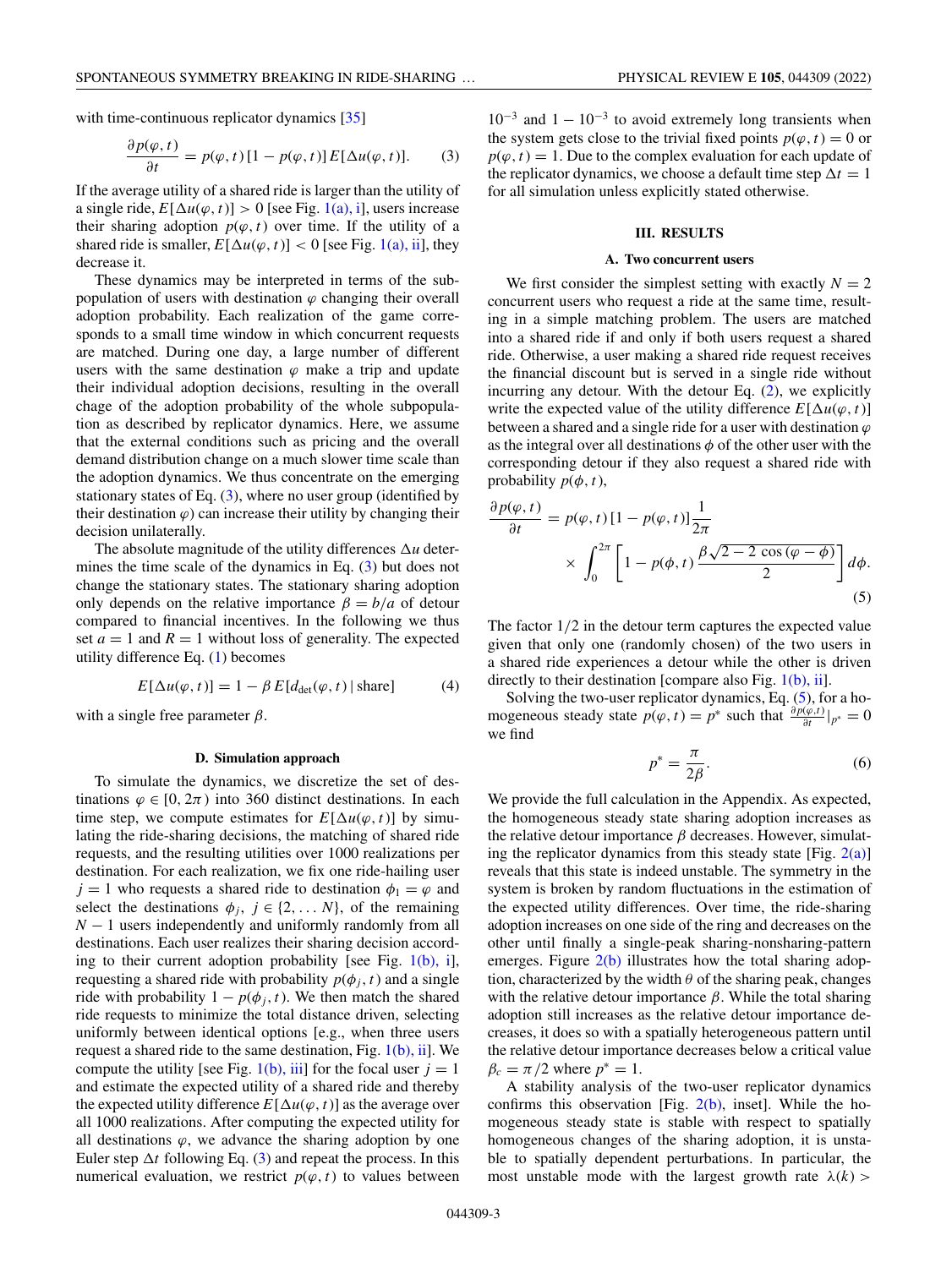with time-continuous replicator dynamics [35]

$$\frac{\partial p(\varphi, t)}{\partial t} = p(\varphi, t)\,[1 - p(\varphi, t)]\,E[\Delta u(\varphi, t)]. \tag{3}$$

If the average utility of a shared ride is larger than the utility of a single ride, $E[\Delta u(\varphi, t)] > 0$ [see Fig. 1(a), i], users increase their sharing adoption $p(\varphi, t)$ over time. If the utility of a shared ride is smaller, $E[\Delta u(\varphi, t)] < 0$ [see Fig. 1(a), ii], they decrease it.

These dynamics may be interpreted in terms of the subpopulation of users with destination $\varphi$ changing their overall adoption probability. Each realization of the game corresponds to a small time window in which concurrent requests are matched. During one day, a large number of different users with the same destination $\varphi$ make a trip and update their individual adoption decisions, resulting in the overall chage of the adoption probability of the whole subpopulation as described by replicator dynamics. Here, we assume that the external conditions such as pricing and the overall demand distribution change on a much slower time scale than the adoption dynamics. We thus concentrate on the emerging stationary states of Eq. (3), where no user group (identified by their destination $\varphi$) can increase their utility by changing their decision unilaterally.

The absolute magnitude of the utility differences $\Delta u$ determines the time scale of the dynamics in Eq. (3) but does not change the stationary states. The stationary sharing adoption only depends on the relative importance $\beta = b/a$ of detour compared to financial incentives. In the following we thus set $a = 1$ and $R = 1$ without loss of generality. The expected utility difference Eq. (1) becomes

$$E[\Delta u(\varphi, t)] = 1 - \beta\, E[d_{\text{det}}(\varphi, t)\,|\,\text{share}] \tag{4}$$

with a single free parameter $\beta$.

### D. Simulation approach

To simulate the dynamics, we discretize the set of destinations $\varphi \in [0, 2\pi)$ into 360 distinct destinations. In each time step, we compute estimates for $E[\Delta u(\varphi, t)]$ by simulating the ride-sharing decisions, the matching of shared ride requests, and the resulting utilities over 1000 realizations per destination. For each realization, we fix one ride-hailing user $j = 1$ who requests a shared ride to destination $\phi_1 = \varphi$ and select the destinations $\phi_j$, $j \in \{2, \dots N\}$, of the remaining $N - 1$ users independently and uniformly randomly from all destinations. Each user realizes their sharing decision according to their current adoption probability [see Fig. 1(b), i], requesting a shared ride with probability $p(\phi_j, t)$ and a single ride with probability $1 - p(\phi_j, t)$. We then match the shared ride requests to minimize the total distance driven, selecting uniformly between identical options [e.g., when three users request a shared ride to the same destination, Fig. 1(b), ii]. We compute the utility [see Fig. 1(b), iii] for the focal user $j = 1$ and estimate the expected utility of a shared ride and thereby the expected utility difference $E[\Delta u(\varphi, t)]$ as the average over all 1000 realizations. After computing the expected utility for all destinations $\varphi$, we advance the sharing adoption by one Euler step $\Delta t$ following Eq. (3) and repeat the process. In this numerical evaluation, we restrict $p(\varphi, t)$ to values between $10^{-3}$ and $1 - 10^{-3}$ to avoid extremely long transients when the system gets close to the trivial fixed points $p(\varphi, t) = 0$ or $p(\varphi, t) = 1$. Due to the complex evaluation for each update of the replicator dynamics, we choose a default time step $\Delta t = 1$ for all simulation unless explicitly stated otherwise.

## III. RESULTS

### A. Two concurrent users

We first consider the simplest setting with exactly $N = 2$ concurrent users who request a ride at the same time, resulting in a simple matching problem. The users are matched into a shared ride if and only if both users request a shared ride. Otherwise, a user making a shared ride request receives the financial discount but is served in a single ride without incurring any detour. With the detour Eq. (2), we explicitly write the expected value of the utility difference $E[\Delta u(\varphi, t)]$ between a shared and a single ride for a user with destination $\varphi$ as the integral over all destinations $\phi$ of the other user with the corresponding detour if they also request a shared ride with probability $p(\phi, t)$,

$$\frac{\partial p(\varphi, t)}{\partial t} = p(\varphi, t)\,[1 - p(\varphi, t)]\,\frac{1}{2\pi} \times \int_0^{2\pi} \left[1 - p(\phi, t)\,\frac{\beta\sqrt{2 - 2\cos(\varphi - \phi)}}{2}\right] d\phi. \tag{5}$$

The factor $1/2$ in the detour term captures the expected value given that only one (randomly chosen) of the two users in a shared ride experiences a detour while the other is driven directly to their destination [compare also Fig. 1(b), ii].

Solving the two-user replicator dynamics, Eq. (5), for a homogeneous steady state $p(\varphi, t) = p^*$ such that $\frac{\partial p(\varphi, t)}{\partial t}\big|_{p^*} = 0$ we find

$$p^* = \frac{\pi}{2\beta}. \tag{6}$$

We provide the full calculation in the Appendix. As expected, the homogeneous steady state sharing adoption increases as the relative detour importance $\beta$ decreases. However, simulating the replicator dynamics from this steady state [Fig. 2(a)] reveals that this state is indeed unstable. The symmetry in the system is broken by random fluctuations in the estimation of the expected utility differences. Over time, the ride-sharing adoption increases on one side of the ring and decreases on the other until finally a single-peak sharing-nonsharing-pattern emerges. Figure 2(b) illustrates how the total sharing adoption, characterized by the width $\theta$ of the sharing peak, changes with the relative detour importance $\beta$. While the total sharing adoption still increases as the relative detour importance decreases, it does so with a spatially heterogeneous pattern until the relative detour importance decreases below a critical value $\beta_c = \pi/2$ where $p^* = 1$.

A stability analysis of the two-user replicator dynamics confirms this observation [Fig. 2(b), inset]. While the homogeneous steady state is stable with respect to spatially homogeneous changes of the sharing adoption, it is unstable to spatially dependent perturbations. In particular, the most unstable mode with the largest growth rate $\lambda(k) >$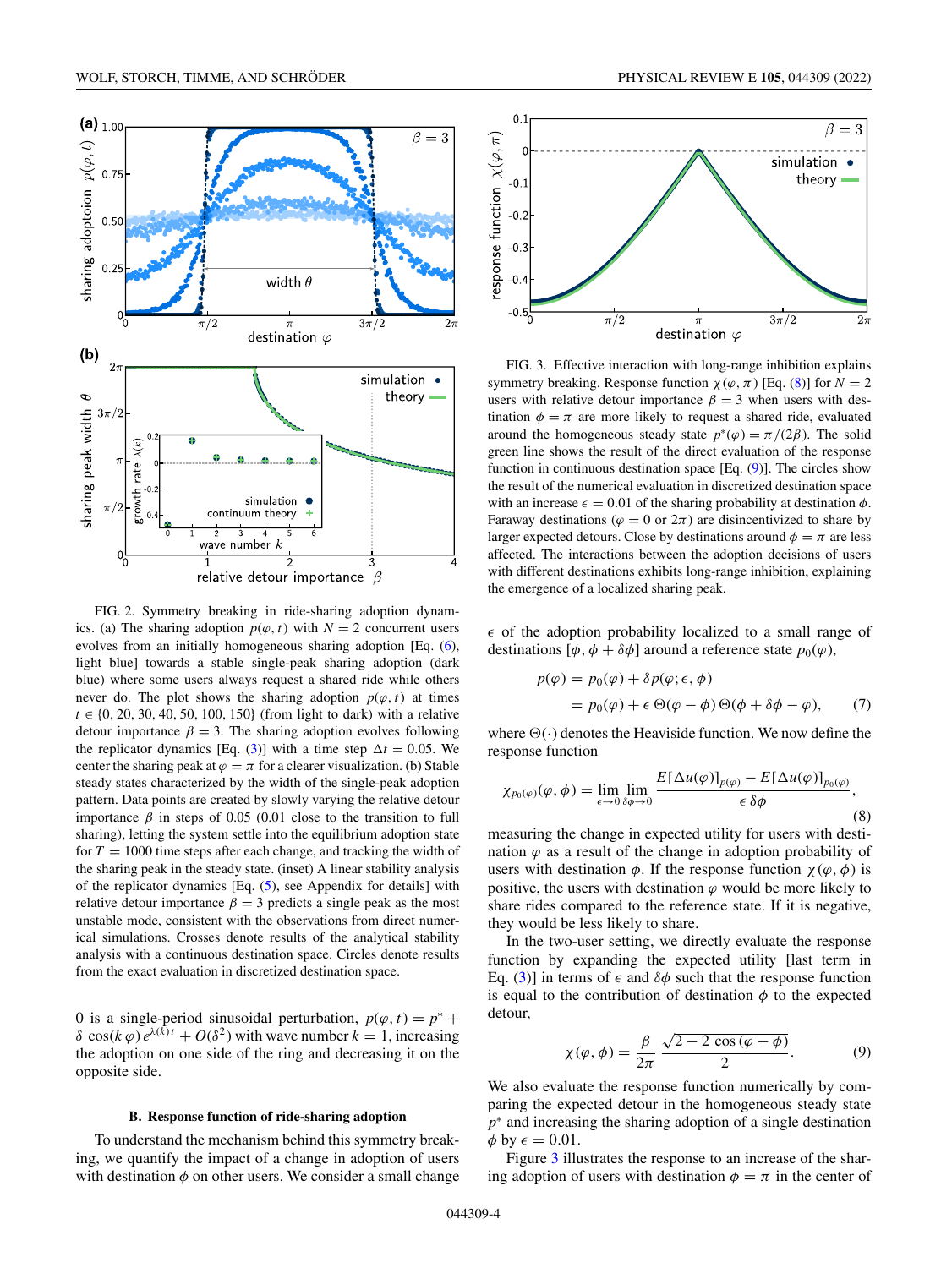FIG. 2. Symmetry breaking in ride-sharing adoption dynamics. (a) The sharing adoption $p(\varphi, t)$ with $N = 2$ concurrent users evolves from an initially homogeneous sharing adoption [Eq. (6), light blue] towards a stable single-peak sharing adoption (dark blue) where some users always request a shared ride while others never do. The plot shows the sharing adoption $p(\varphi, t)$ at times $t \in \{0, 20, 30, 40, 50, 100, 150\}$ (from light to dark) with a relative detour importance $\beta = 3$. The sharing adoption evolves following the replicator dynamics [Eq. (3)] with a time step $\Delta t = 0.05$. We center the sharing peak at $\varphi = \pi$ for a clearer visualization. (b) Stable steady states characterized by the width of the single-peak adoption pattern. Data points are created by slowly varying the relative detour importance $\beta$ in steps of 0.05 (0.01 close to the transition to full sharing), letting the system settle into the equilibrium adoption state for $T = 1000$ time steps after each change, and tracking the width of the sharing peak in the steady state. (inset) A linear stability analysis of the replicator dynamics [Eq. (5), see Appendix for details] with relative detour importance $\beta = 3$ predicts a single peak as the most unstable mode, consistent with the observations from direct numerical simulations. Crosses denote results of the analytical stability analysis with a continuous destination space. Circles denote results from the exact evaluation in discretized destination space.

0 is a single-period sinusoidal perturbation, $p(\varphi, t) = p^* + \delta \cos(k\,\varphi)\, e^{\lambda(k)t} + O(\delta^2)$ with wave number $k = 1$, increasing the adoption on one side of the ring and decreasing it on the opposite side.

### B. Response function of ride-sharing adoption

To understand the mechanism behind this symmetry breaking, we quantify the impact of a change in adoption of users with destination $\phi$ on other users. We consider a small change

FIG. 3. Effective interaction with long-range inhibition explains symmetry breaking. Response function $\chi(\varphi, \pi)$ [Eq. (8)] for $N = 2$ users with relative detour importance $\beta = 3$ when users with destination $\phi = \pi$ are more likely to request a shared ride, evaluated around the homogeneous steady state $p^*(\varphi) = \pi/(2\beta)$. The solid green line shows the result of the direct evaluation of the response function in continuous destination space [Eq. (9)]. The circles show the result of the numerical evaluation in discretized destination space with an increase $\epsilon = 0.01$ of the sharing probability at destination $\phi$. Faraway destinations ($\varphi = 0$ or $2\pi$) are disincentivized to share by larger expected detours. Close by destinations around $\phi = \pi$ are less affected. The interactions between the adoption decisions of users with different destinations exhibits long-range inhibition, explaining the emergence of a localized sharing peak.

$\epsilon$ of the adoption probability localized to a small range of destinations $[\phi, \phi + \delta\phi]$ around a reference state $p_0(\varphi)$,

$$
\begin{aligned}
p(\varphi) &= p_0(\varphi) + \delta p(\varphi; \epsilon, \phi) \\
&= p_0(\varphi) + \epsilon\, \Theta(\varphi - \phi)\, \Theta(\phi + \delta\phi - \varphi),
\end{aligned}
\tag{7}
$$

where $\Theta(\cdot)$ denotes the Heaviside function. We now define the response function

$$
\chi_{p_0(\varphi)}(\varphi, \phi) = \lim_{\epsilon \to 0} \lim_{\delta\phi \to 0} \frac{E[\Delta u(\varphi)]_{p(\varphi)} - E[\Delta u(\varphi)]_{p_0(\varphi)}}{\epsilon\, \delta\phi},
\tag{8}
$$

measuring the change in expected utility for users with destination $\varphi$ as a result of the change in adoption probability of users with destination $\phi$. If the response function $\chi(\varphi, \phi)$ is positive, the users with destination $\varphi$ would be more likely to share rides compared to the reference state. If it is negative, they would be less likely to share.

In the two-user setting, we directly evaluate the response function by expanding the expected utility [last term in Eq. (3)] in terms of $\epsilon$ and $\delta\phi$ such that the response function is equal to the contribution of destination $\phi$ to the expected detour,

$$
\chi(\varphi, \phi) = \frac{\beta}{2\pi} \frac{\sqrt{2 - 2\cos(\varphi - \phi)}}{2}.
\tag{9}
$$

We also evaluate the response function numerically by comparing the expected detour in the homogeneous steady state $p^*$ and increasing the sharing adoption of a single destination $\phi$ by $\epsilon = 0.01$.

Figure 3 illustrates the response to an increase of the sharing adoption of users with destination $\phi = \pi$ in the center of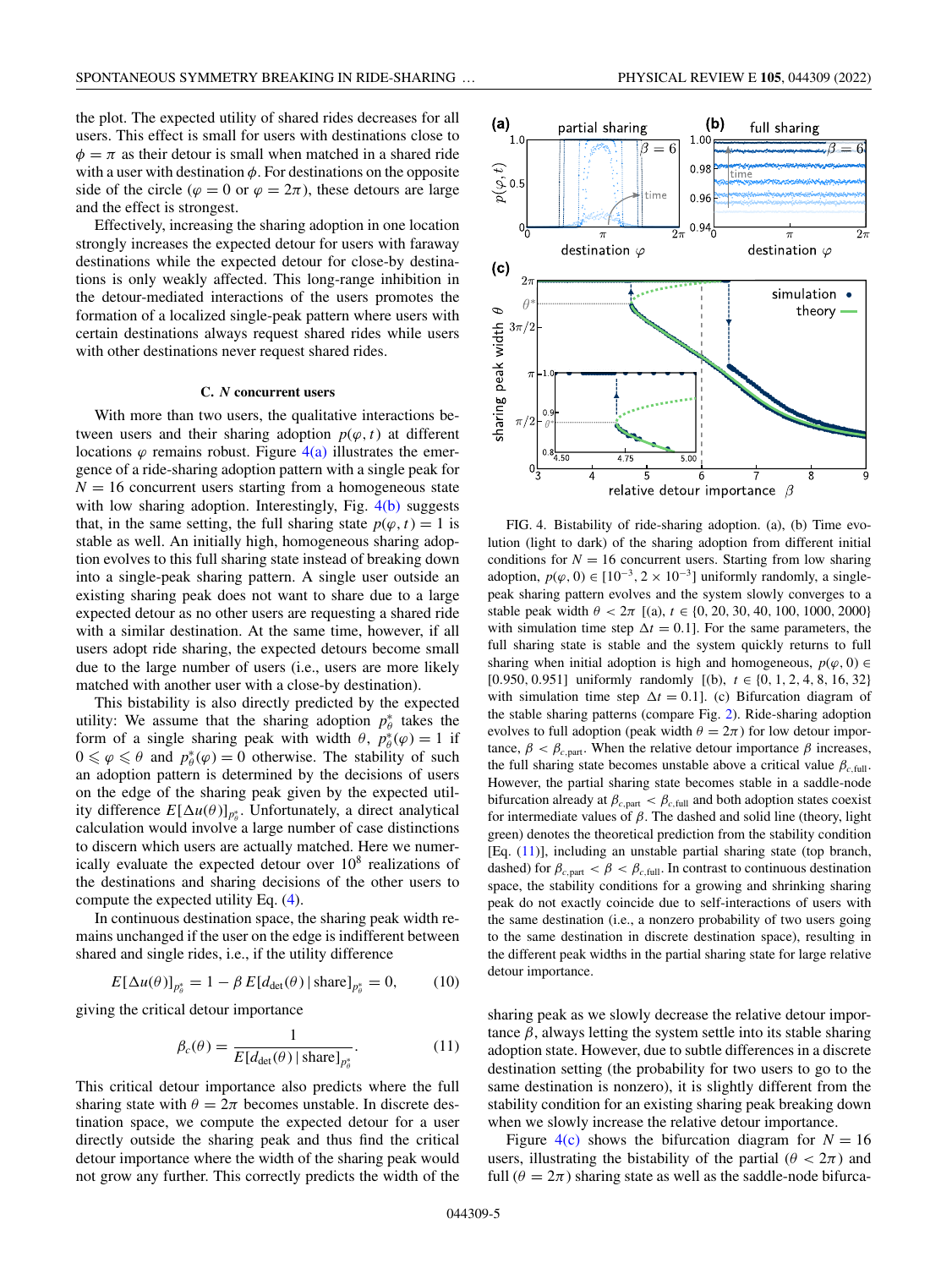the plot. The expected utility of shared rides decreases for all users. This effect is small for users with destinations close to $\phi = \pi$ as their detour is small when matched in a shared ride with a user with destination $\phi$. For destinations on the opposite side of the circle ($\varphi = 0$ or $\varphi = 2\pi$), these detours are large and the effect is strongest.

Effectively, increasing the sharing adoption in one location strongly increases the expected detour for users with faraway destinations while the expected detour for close-by destinations is only weakly affected. This long-range inhibition in the detour-mediated interactions of the users promotes the formation of a localized single-peak pattern where users with certain destinations always request shared rides while users with other destinations never request shared rides.

### C. $N$ concurrent users

With more than two users, the qualitative interactions between users and their sharing adoption $p(\varphi, t)$ at different locations $\varphi$ remains robust. Figure 4(a) illustrates the emergence of a ride-sharing adoption pattern with a single peak for $N = 16$ concurrent users starting from a homogeneous state with low sharing adoption. Interestingly, Fig. 4(b) suggests that, in the same setting, the full sharing state $p(\varphi, t) = 1$ is stable as well. An initially high, homogeneous sharing adoption evolves to this full sharing state instead of breaking down into a single-peak sharing pattern. A single user outside an existing sharing peak does not want to share due to a large expected detour as no other users are requesting a shared ride with a similar destination. At the same time, however, if all users adopt ride sharing, the expected detours become small due to the large number of users (i.e., users are more likely matched with another user with a close-by destination).

This bistability is also directly predicted by the expected utility: We assume that the sharing adoption $p_\theta^*$ takes the form of a single sharing peak with width $\theta$, $p_\theta^*(\varphi) = 1$ if $0 \leqslant \varphi \leqslant \theta$ and $p_\theta^*(\varphi) = 0$ otherwise. The stability of such an adoption pattern is determined by the decisions of users on the edge of the sharing peak given by the expected utility difference $E[\Delta u(\theta)]_{p_\theta^*}$. Unfortunately, a direct analytical calculation would involve a large number of case distinctions to discern which users are actually matched. Here we numerically evaluate the expected detour over $10^8$ realizations of the destinations and sharing decisions of the other users to compute the expected utility Eq. (4).

In continuous destination space, the sharing peak width remains unchanged if the user on the edge is indifferent between shared and single rides, i.e., if the utility difference

$$E[\Delta u(\theta)]_{p_\theta^*} = 1 - \beta\, E[d_{\text{det}}(\theta)\,|\,\text{share}]_{p_\theta^*} = 0, \tag{10}$$

giving the critical detour importance

$$\beta_c(\theta) = \frac{1}{E[d_{\text{det}}(\theta)\,|\,\text{share}]_{p_\theta^*}}. \tag{11}$$

This critical detour importance also predicts where the full sharing state with $\theta = 2\pi$ becomes unstable. In discrete destination space, we compute the expected detour for a user directly outside the sharing peak and thus find the critical detour importance where the width of the sharing peak would not grow any further. This correctly predicts the width of the sharing peak as we slowly decrease the relative detour importance $\beta$, always letting the system settle into its stable sharing adoption state. However, due to subtle differences in a discrete destination setting (the probability for two users to go to the same destination is nonzero), it is slightly different from the stability condition for an existing sharing peak breaking down when we slowly increase the relative detour importance.

Figure 4(c) shows the bifurcation diagram for $N = 16$ users, illustrating the bistability of the partial ($\theta < 2\pi$) and full ($\theta = 2\pi$) sharing state as well as the saddle-node bifurca-

FIG. 4. Bistability of ride-sharing adoption. (a), (b) Time evolution (light to dark) of the sharing adoption from different initial conditions for $N = 16$ concurrent users. Starting from low sharing adoption, $p(\varphi, 0) \in [10^{-3}, 2 \times 10^{-3}]$ uniformly randomly, a single-peak sharing pattern evolves and the system slowly converges to a stable peak width $\theta < 2\pi$ [(a), $t \in \{0, 20, 30, 40, 100, 1000, 2000\}$ with simulation time step $\Delta t = 0.1$]. For the same parameters, the full sharing state is stable and the system quickly returns to full sharing when initial adoption is high and homogeneous, $p(\varphi, 0) \in [0.950, 0.951]$ uniformly randomly [(b), $t \in \{0, 1, 2, 4, 8, 16, 32\}$ with simulation time step $\Delta t = 0.1$]. (c) Bifurcation diagram of the stable sharing patterns (compare Fig. 2). Ride-sharing adoption evolves to full adoption (peak width $\theta = 2\pi$) for low detour importance, $\beta < \beta_{c,\text{part}}$. When the relative detour importance $\beta$ increases, the full sharing state becomes unstable above a critical value $\beta_{c,\text{full}}$. However, the partial sharing state becomes stable in a saddle-node bifurcation already at $\beta_{c,\text{part}} < \beta_{c,\text{full}}$ and both adoption states coexist for intermediate values of $\beta$. The dashed and solid line (theory, light green) denotes the theoretical prediction from the stability condition [Eq. (11)], including an unstable partial sharing state (top branch, dashed) for $\beta_{c,\text{part}} < \beta < \beta_{c,\text{full}}$. In contrast to continuous destination space, the stability conditions for a growing and shrinking sharing peak do not exactly coincide due to self-interactions of users with the same destination (i.e., a nonzero probability of two users going to the same destination in discrete destination space), resulting in the different peak widths in the partial sharing state for large relative detour importance.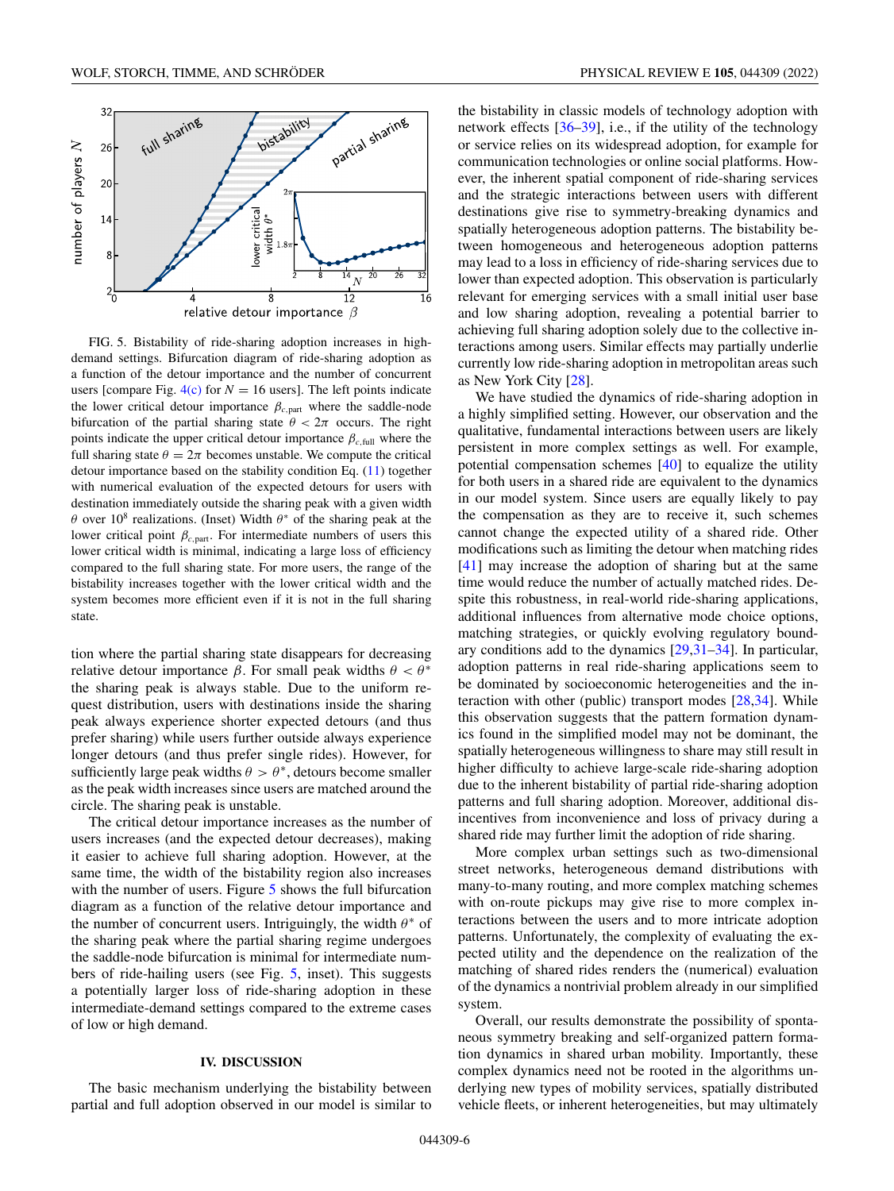FIG. 5. Bistability of ride-sharing adoption increases in high-demand settings. Bifurcation diagram of ride-sharing adoption as a function of the detour importance and the number of concurrent users [compare Fig. 4(c) for $N = 16$ users]. The left points indicate the lower critical detour importance $\beta_{c,\text{part}}$ where the saddle-node bifurcation of the partial sharing state $\theta < 2\pi$ occurs. The right points indicate the upper critical detour importance $\beta_{c,\text{full}}$ where the full sharing state $\theta = 2\pi$ becomes unstable. We compute the critical detour importance based on the stability condition Eq. (11) together with numerical evaluation of the expected detours for users with destination immediately outside the sharing peak with a given width $\theta$ over $10^8$ realizations. (Inset) Width $\theta^*$ of the sharing peak at the lower critical point $\beta_{c,\text{part}}$. For intermediate numbers of users this lower critical width is minimal, indicating a large loss of efficiency compared to the full sharing state. For more users, the range of the bistability increases together with the lower critical width and the system becomes more efficient even if it is not in the full sharing state.

tion where the partial sharing state disappears for decreasing relative detour importance $\beta$. For small peak widths $\theta < \theta^*$ the sharing peak is always stable. Due to the uniform request distribution, users with destinations inside the sharing peak always experience shorter expected detours (and thus prefer sharing) while users further outside always experience longer detours (and thus prefer single rides). However, for sufficiently large peak widths $\theta > \theta^*$, detours become smaller as the peak width increases since users are matched around the circle. The sharing peak is unstable.

The critical detour importance increases as the number of users increases (and the expected detour decreases), making it easier to achieve full sharing adoption. However, at the same time, the width of the bistability region also increases with the number of users. Figure 5 shows the full bifurcation diagram as a function of the relative detour importance and the number of concurrent users. Intriguingly, the width $\theta^*$ of the sharing peak where the partial sharing regime undergoes the saddle-node bifurcation is minimal for intermediate numbers of ride-hailing users (see Fig. 5, inset). This suggests a potentially larger loss of ride-sharing adoption in these intermediate-demand settings compared to the extreme cases of low or high demand.

## IV. DISCUSSION

The basic mechanism underlying the bistability between partial and full adoption observed in our model is similar to the bistability in classic models of technology adoption with network effects [36–39], i.e., if the utility of the technology or service relies on its widespread adoption, for example for communication technologies or online social platforms. However, the inherent spatial component of ride-sharing services and the strategic interactions between users with different destinations give rise to symmetry-breaking dynamics and spatially heterogeneous adoption patterns. The bistability between homogeneous and heterogeneous adoption patterns may lead to a loss in efficiency of ride-sharing services due to lower than expected adoption. This observation is particularly relevant for emerging services with a small initial user base and low sharing adoption, revealing a potential barrier to achieving full sharing adoption solely due to the collective interactions among users. Similar effects may partially underlie currently low ride-sharing adoption in metropolitan areas such as New York City [28].

We have studied the dynamics of ride-sharing adoption in a highly simplified setting. However, our observation and the qualitative, fundamental interactions between users are likely persistent in more complex settings as well. For example, potential compensation schemes [40] to equalize the utility for both users in a shared ride are equivalent to the dynamics in our model system. Since users are equally likely to pay the compensation as they are to receive it, such schemes cannot change the expected utility of a shared ride. Other modifications such as limiting the detour when matching rides [41] may increase the adoption of sharing but at the same time would reduce the number of actually matched rides. Despite this robustness, in real-world ride-sharing applications, additional influences from alternative mode choice options, matching strategies, or quickly evolving regulatory boundary conditions add to the dynamics [29,31–34]. In particular, adoption patterns in real ride-sharing applications seem to be dominated by socioeconomic heterogeneities and the interaction with other (public) transport modes [28,34]. While this observation suggests that the pattern formation dynamics found in the simplified model may not be dominant, the spatially heterogeneous willingness to share may still result in higher difficulty to achieve large-scale ride-sharing adoption due to the inherent bistability of partial ride-sharing adoption patterns and full sharing adoption. Moreover, additional disincentives from inconvenience and loss of privacy during a shared ride may further limit the adoption of ride sharing.

More complex urban settings such as two-dimensional street networks, heterogeneous demand distributions with many-to-many routing, and more complex matching schemes with on-route pickups may give rise to more complex interactions between the users and to more intricate adoption patterns. Unfortunately, the complexity of evaluating the expected utility and the dependence on the realization of the matching of shared rides renders the (numerical) evaluation of the dynamics a nontrivial problem already in our simplified system.

Overall, our results demonstrate the possibility of spontaneous symmetry breaking and self-organized pattern formation dynamics in shared urban mobility. Importantly, these complex dynamics need not be rooted in the algorithms underlying new types of mobility services, spatially distributed vehicle fleets, or inherent heterogeneities, but may ultimately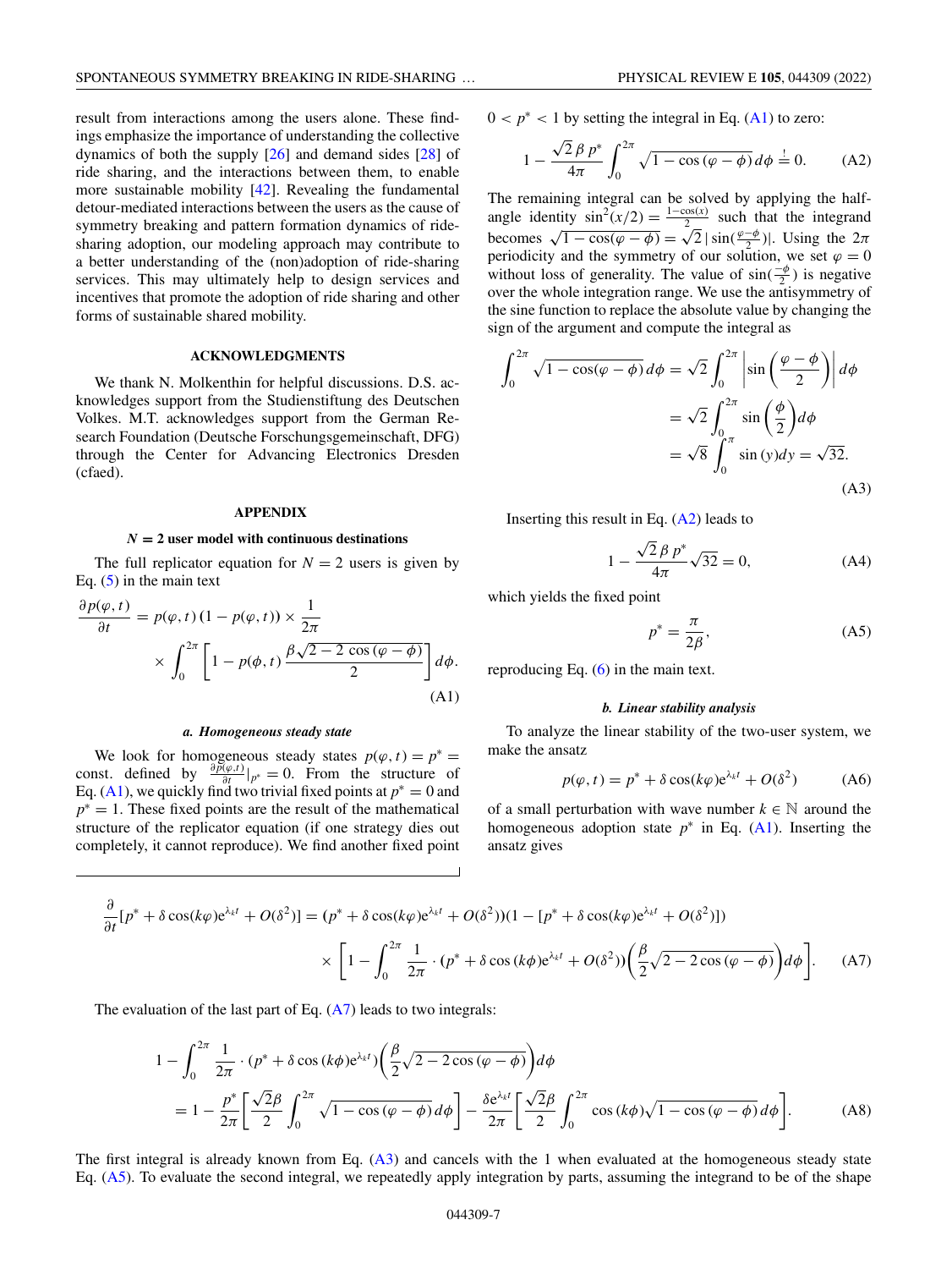result from interactions among the users alone. These findings emphasize the importance of understanding the collective dynamics of both the supply [26] and demand sides [28] of ride sharing, and the interactions between them, to enable more sustainable mobility [42]. Revealing the fundamental detour-mediated interactions between the users as the cause of symmetry breaking and pattern formation dynamics of ride-sharing adoption, our modeling approach may contribute to a better understanding of the (non)adoption of ride-sharing services. This may ultimately help to design services and incentives that promote the adoption of ride sharing and other forms of sustainable shared mobility.

## ACKNOWLEDGMENTS

We thank N. Molkenthin for helpful discussions. D.S. acknowledges support from the Studienstiftung des Deutschen Volkes. M.T. acknowledges support from the German Research Foundation (Deutsche Forschungsgemeinschaft, DFG) through the Center for Advancing Electronics Dresden (cfaed).

## APPENDIX

### $N = 2$ user model with continuous destinations

The full replicator equation for $N = 2$ users is given by Eq. (5) in the main text

$$\frac{\partial p(\varphi,t)}{\partial t} = p(\varphi,t)\,(1-p(\varphi,t)) \times \frac{1}{2\pi} \times \int_0^{2\pi}\left[1 - p(\phi,t)\,\frac{\beta\sqrt{2-2\cos(\varphi-\phi)}}{2}\right]d\phi. \tag{A1}$$

#### *a. Homogeneous steady state*

We look for homogeneous steady states $p(\varphi,t) = p^* =$ const. defined by $\frac{\partial p(\varphi,t)}{\partial t}|_{p^*} = 0$. From the structure of Eq. (A1), we quickly find two trivial fixed points at $p^* = 0$ and $p^* = 1$. These fixed points are the result of the mathematical structure of the replicator equation (if one strategy dies out completely, it cannot reproduce). We find another fixed point $0 < p^* < 1$ by setting the integral in Eq. (A1) to zero:

$$1 - \frac{\sqrt{2}\,\beta\,p^*}{4\pi}\int_0^{2\pi}\sqrt{1-\cos(\varphi-\phi)}\,d\phi \overset{!}{=} 0. \tag{A2}$$

The remaining integral can be solved by applying the half-angle identity $\sin^2(x/2) = \frac{1-\cos(x)}{2}$ such that the integrand becomes $\sqrt{1-\cos(\varphi-\phi)} = \sqrt{2}\,|\sin(\frac{\varphi-\phi}{2})|$. Using the $2\pi$ periodicity and the symmetry of our solution, we set $\varphi = 0$ without loss of generality. The value of $\sin(\frac{-\phi}{2})$ is negative over the whole integration range. We use the antisymmetry of the sine function to replace the absolute value by changing the sign of the argument and compute the integral as

$$\begin{aligned}
\int_0^{2\pi}\sqrt{1-\cos(\varphi-\phi)}\,d\phi &= \sqrt{2}\int_0^{2\pi}\left|\sin\left(\frac{\varphi-\phi}{2}\right)\right|d\phi \\
&= \sqrt{2}\int_0^{2\pi}\sin\left(\frac{\phi}{2}\right)d\phi \\
&= \sqrt{8}\int_0^{\pi}\sin(y)dy = \sqrt{32}.
\end{aligned} \tag{A3}$$

Inserting this result in Eq. (A2) leads to

$$1 - \frac{\sqrt{2}\,\beta\,p^*}{4\pi}\sqrt{32} = 0, \tag{A4}$$

which yields the fixed point

$$p^* = \frac{\pi}{2\beta}, \tag{A5}$$

reproducing Eq. (6) in the main text.

#### *b. Linear stability analysis*

To analyze the linear stability of the two-user system, we make the ansatz

$$p(\varphi,t) = p^* + \delta\cos(k\varphi)e^{\lambda_k t} + O(\delta^2) \tag{A6}$$

of a small perturbation with wave number $k \in \mathbb{N}$ around the homogeneous adoption state $p^*$ in Eq. (A1). Inserting the ansatz gives

$$\begin{aligned}
\frac{\partial}{\partial t}[p^* + \delta\cos(k\varphi)e^{\lambda_k t} + O(\delta^2)] &= (p^* + \delta\cos(k\varphi)e^{\lambda_k t} + O(\delta^2))(1 - [p^* + \delta\cos(k\varphi)e^{\lambda_k t} + O(\delta^2)]) \\
&\quad \times \left[1 - \int_0^{2\pi}\frac{1}{2\pi}\cdot(p^* + \delta\cos(k\phi)e^{\lambda_k t} + O(\delta^2))\left(\frac{\beta}{2}\sqrt{2-2\cos(\varphi-\phi)}\right)d\phi\right].
\end{aligned} \tag{A7}$$

The evaluation of the last part of Eq. (A7) leads to two integrals:

$$\begin{aligned}
&1 - \int_0^{2\pi}\frac{1}{2\pi}\cdot(p^* + \delta\cos(k\phi)e^{\lambda_k t})\left(\frac{\beta}{2}\sqrt{2-2\cos(\varphi-\phi)}\right)d\phi \\
&= 1 - \frac{p^*}{2\pi}\left[\frac{\sqrt{2}\beta}{2}\int_0^{2\pi}\sqrt{1-\cos(\varphi-\phi)}\,d\phi\right] - \frac{\delta e^{\lambda_k t}}{2\pi}\left[\frac{\sqrt{2}\beta}{2}\int_0^{2\pi}\cos(k\phi)\sqrt{1-\cos(\varphi-\phi)}\,d\phi\right].
\end{aligned} \tag{A8}$$

The first integral is already known from Eq. (A3) and cancels with the 1 when evaluated at the homogeneous steady state Eq. (A5). To evaluate the second integral, we repeatedly apply integration by parts, assuming the integrand to be of the shape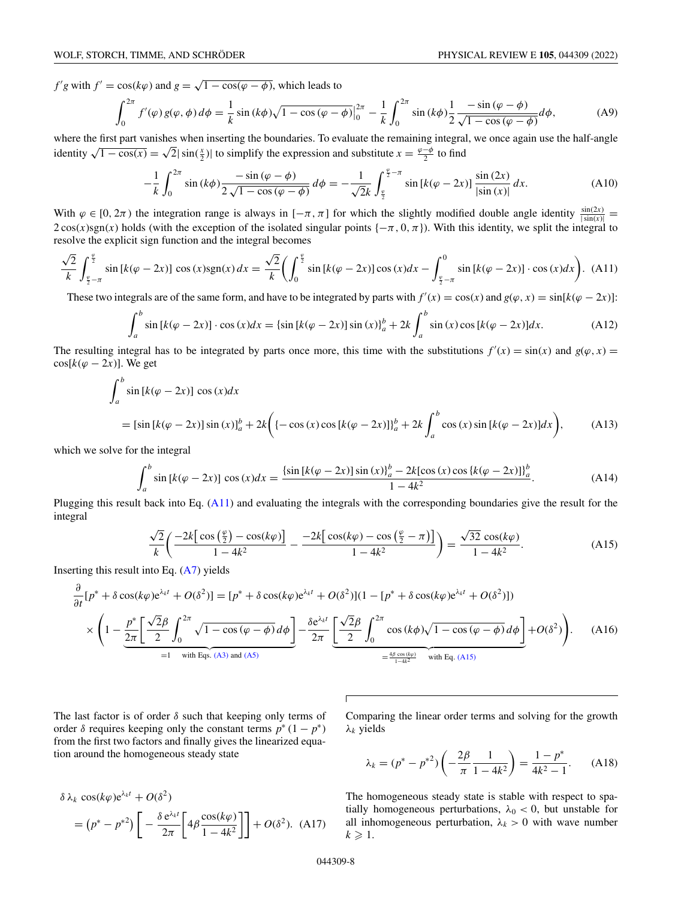$f'g$ with $f' = \cos(k\varphi)$ and $g = \sqrt{1-\cos(\varphi-\phi)}$, which leads to

$$\int_0^{2\pi} f'(\varphi)\, g(\varphi,\phi)\, d\phi = \frac{1}{k}\sin(k\phi)\sqrt{1-\cos(\varphi-\phi)}\Big|_0^{2\pi} - \frac{1}{k}\int_0^{2\pi}\sin(k\phi)\frac{1}{2}\frac{-\sin(\varphi-\phi)}{\sqrt{1-\cos(\varphi-\phi)}}d\phi, \tag{A9}$$

where the first part vanishes when inserting the boundaries. To evaluate the remaining integral, we once again use the half-angle identity $\sqrt{1-\cos(x)} = \sqrt{2}|\sin(\frac{x}{2})|$ to simplify the expression and substitute $x = \frac{\varphi-\phi}{2}$ to find

$$-\frac{1}{k}\int_0^{2\pi}\sin(k\phi)\frac{-\sin(\varphi-\phi)}{2\sqrt{1-\cos(\varphi-\phi)}}\, d\phi = -\frac{1}{\sqrt{2}k}\int_{\frac{\varphi}{2}}^{\frac{\varphi}{2}-\pi}\sin[k(\varphi-2x)]\frac{\sin(2x)}{|\sin(x)|}\, dx. \tag{A10}$$

With $\varphi \in [0, 2\pi)$ the integration range is always in $[-\pi, \pi]$ for which the slightly modified double angle identity $\frac{\sin(2x)}{|\sin(x)|} = 2\cos(x)\mathrm{sgn}(x)$ holds (with the exception of the isolated singular points $\{-\pi, 0, \pi\}$). With this identity, we split the integral to resolve the explicit sign function and the integral becomes

$$\frac{\sqrt{2}}{k}\int_{\frac{\varphi}{2}-\pi}^{\frac{\varphi}{2}}\sin[k(\varphi-2x)]\cos(x)\mathrm{sgn}(x)\, dx = \frac{\sqrt{2}}{k}\left(\int_0^{\frac{\varphi}{2}}\sin[k(\varphi-2x)]\cos(x)dx - \int_{\frac{\varphi}{2}-\pi}^{0}\sin[k(\varphi-2x)]\cdot\cos(x)dx\right). \tag{A11}$$

These two integrals are of the same form, and have to be integrated by parts with $f'(x) = \cos(x)$ and $g(\varphi, x) = \sin[k(\varphi-2x)]$:

$$\int_a^b \sin[k(\varphi-2x)]\cdot\cos(x)dx = \{\sin[k(\varphi-2x)]\sin(x)\}_a^b + 2k\int_a^b \sin(x)\cos[k(\varphi-2x)]dx. \tag{A12}$$

The resulting integral has to be integrated by parts once more, this time with the substitutions $f'(x) = \sin(x)$ and $g(\varphi, x) = \cos[k(\varphi-2x)]$. We get

$$\begin{aligned}&\int_a^b \sin[k(\varphi-2x)]\cos(x)dx\\ &= [\sin[k(\varphi-2x)]\sin(x)]_a^b + 2k\left(\{-\cos(x)\cos[k(\varphi-2x)]\}_a^b + 2k\int_a^b\cos(x)\sin[k(\varphi-2x)]dx\right),\end{aligned} \tag{A13}$$

which we solve for the integral

$$\int_a^b \sin[k(\varphi-2x)]\cos(x)dx = \frac{\{\sin[k(\varphi-2x)]\sin(x)\}_a^b - 2k[\cos(x)\cos\{k(\varphi-2x)\}]_a^b}{1-4k^2}. \tag{A14}$$

Plugging this result back into Eq. (A11) and evaluating the integrals with the corresponding boundaries give the result for the integral

$$\frac{\sqrt{2}}{k}\left(\frac{-2k\left[\cos\left(\frac{\varphi}{2}\right)-\cos(k\varphi)\right]}{1-4k^2} - \frac{-2k\left[\cos(k\varphi)-\cos\left(\frac{\varphi}{2}-\pi\right)\right]}{1-4k^2}\right) = \frac{\sqrt{32}\,\cos(k\varphi)}{1-4k^2}. \tag{A15}$$

Inserting this result into Eq. (A7) yields

$$\begin{aligned}&\frac{\partial}{\partial t}[p^* + \delta\cos(k\varphi)e^{\lambda_k t} + O(\delta^2)] = [p^* + \delta\cos(k\varphi)e^{\lambda_k t} + O(\delta^2)](1-[p^* + \delta\cos(k\varphi)e^{\lambda_k t} + O(\delta^2)])\\ &\times\left(1 - \underbrace{\frac{p^*}{2\pi}\left[\frac{\sqrt{2}\beta}{2}\int_0^{2\pi}\sqrt{1-\cos(\varphi-\phi)}\,d\phi\right]}_{=1\quad\text{with Eqs. (A3) and (A5)}} - \frac{\delta e^{\lambda_k t}}{2\pi}\underbrace{\left[\frac{\sqrt{2}\beta}{2}\int_0^{2\pi}\cos(k\phi)\sqrt{1-\cos(\varphi-\phi)}\,d\phi\right]}_{=\frac{4\beta\cos(k\varphi)}{1-4k^2}\quad\text{with Eq. (A15)}} + O(\delta^2)\right).\end{aligned} \tag{A16}$$

The last factor is of order $\delta$ such that keeping only terms of order $\delta$ requires keeping only the constant terms $p^*(1-p^*)$ from the first two factors and finally gives the linearized equation around the homogeneous steady state

$$\begin{aligned}&\delta\,\lambda_k\,\cos(k\varphi)e^{\lambda_k t} + O(\delta^2)\\ &= \left(p^* - p^{*2}\right)\left[-\frac{\delta\, e^{\lambda_k t}}{2\pi}\left[4\beta\frac{\cos(k\varphi)}{1-4k^2}\right]\right] + O(\delta^2).\end{aligned} \tag{A17}$$

Comparing the linear order terms and solving for the growth $\lambda_k$ yields

$$\lambda_k = (p^* - p^{*2})\left(-\frac{2\beta}{\pi}\frac{1}{1-4k^2}\right) = \frac{1-p^*}{4k^2-1}. \tag{A18}$$

The homogeneous steady state is stable with respect to spatially homogeneous perturbations, $\lambda_0 < 0$, but unstable for all inhomogeneous perturbation, $\lambda_k > 0$ with wave number $k \geqslant 1$.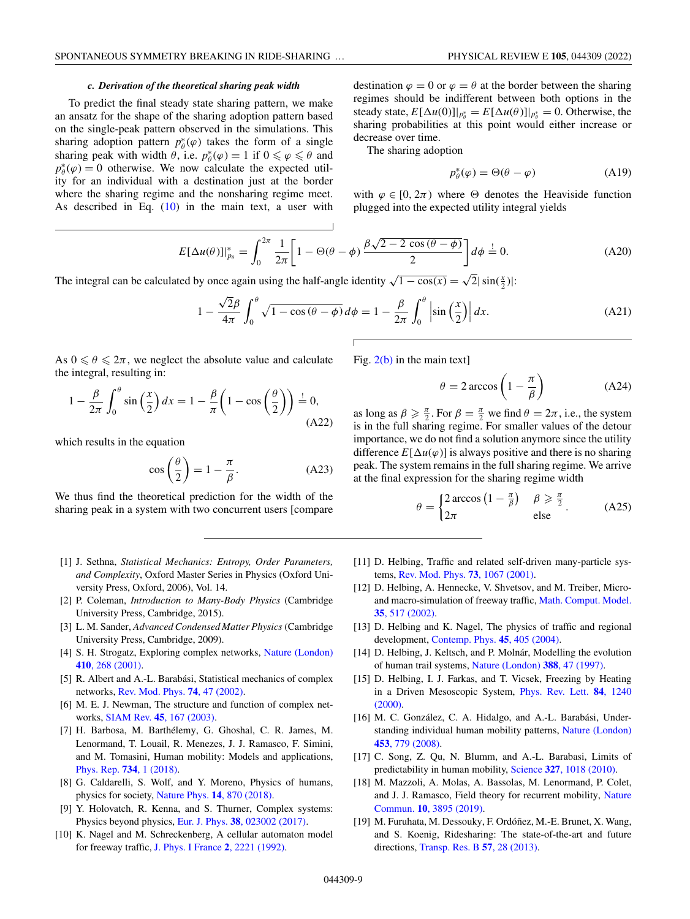### c. Derivation of the theoretical sharing peak width

To predict the final steady state sharing pattern, we make an ansatz for the shape of the sharing adoption pattern based on the single-peak pattern observed in the simulations. This sharing adoption pattern $p_\theta^*(\varphi)$ takes the form of a single sharing peak with width $\theta$, i.e. $p_\theta^*(\varphi) = 1$ if $0 \leqslant \varphi \leqslant \theta$ and $p_\theta^*(\varphi) = 0$ otherwise. We now calculate the expected utility for an individual with a destination just at the border where the sharing regime and the nonsharing regime meet. As described in Eq. (10) in the main text, a user with destination $\varphi = 0$ or $\varphi = \theta$ at the border between the sharing regimes should be indifferent between both options in the steady state, $E[\Delta u(0)]|_{p_\theta^*} = E[\Delta u(\theta)]|_{p_\theta^*} = 0$. Otherwise, the sharing probabilities at this point would either increase or decrease over time.

The sharing adoption

$$p_\theta^*(\varphi) = \Theta(\theta - \varphi) \tag{A19}$$

with $\varphi \in [0, 2\pi)$ where $\Theta$ denotes the Heaviside function plugged into the expected utility integral yields

$$E[\Delta u(\theta)]|_{p_\theta}^* = \int_0^{2\pi} \frac{1}{2\pi}\left[1 - \Theta(\theta - \phi)\,\frac{\beta\sqrt{2 - 2\cos(\theta - \phi)}}{2}\right] d\phi \overset{!}{=} 0. \tag{A20}$$

The integral can be calculated by once again using the half-angle identity $\sqrt{1-\cos(x)} = \sqrt{2}|\sin(\frac{x}{2})|$:

$$1 - \frac{\sqrt{2}\beta}{4\pi}\int_0^\theta \sqrt{1 - \cos(\theta - \phi)}\, d\phi = 1 - \frac{\beta}{2\pi}\int_0^\theta \left|\sin\left(\frac{x}{2}\right)\right| dx. \tag{A21}$$

As $0 \leqslant \theta \leqslant 2\pi$, we neglect the absolute value and calculate the integral, resulting in:

$$1 - \frac{\beta}{2\pi}\int_0^\theta \sin\left(\frac{x}{2}\right) dx = 1 - \frac{\beta}{\pi}\left(1 - \cos\left(\frac{\theta}{2}\right)\right) \overset{!}{=} 0, \tag{A22}$$

which results in the equation

$$\cos\left(\frac{\theta}{2}\right) = 1 - \frac{\pi}{\beta}. \tag{A23}$$

We thus find the theoretical prediction for the width of the sharing peak in a system with two concurrent users [compare Fig. 2(b) in the main text]

$$\theta = 2\arccos\left(1 - \frac{\pi}{\beta}\right) \tag{A24}$$

as long as $\beta \geqslant \frac{\pi}{2}$. For $\beta = \frac{\pi}{2}$ we find $\theta = 2\pi$, i.e., the system is in the full sharing regime. For smaller values of the detour importance, we do not find a solution anymore since the utility difference $E[\Delta u(\varphi)]$ is always positive and there is no sharing peak. The system remains in the full sharing regime. We arrive at the final expression for the sharing regime width

$$\theta = \begin{cases} 2\arccos\left(1 - \frac{\pi}{\beta}\right) & \beta \geqslant \frac{\pi}{2} \\ 2\pi & \text{else} \end{cases}. \tag{A25}$$

---

[1] J. Sethna, *Statistical Mechanics: Entropy, Order Parameters, and Complexity*, Oxford Master Series in Physics (Oxford University Press, Oxford, 2006), Vol. 14.

[2] P. Coleman, *Introduction to Many-Body Physics* (Cambridge University Press, Cambridge, 2015).

[3] L. M. Sander, *Advanced Condensed Matter Physics* (Cambridge University Press, Cambridge, 2009).

[4] S. H. Strogatz, Exploring complex networks, Nature (London) **410**, 268 (2001).

[5] R. Albert and A.-L. Barabási, Statistical mechanics of complex networks, Rev. Mod. Phys. **74**, 47 (2002).

[6] M. E. J. Newman, The structure and function of complex networks, SIAM Rev. **45**, 167 (2003).

[7] H. Barbosa, M. Barthélemy, G. Ghoshal, C. R. James, M. Lenormand, T. Louail, R. Menezes, J. J. Ramasco, F. Simini, and M. Tomasini, Human mobility: Models and applications, Phys. Rep. **734**, 1 (2018).

[8] G. Caldarelli, S. Wolf, and Y. Moreno, Physics of humans, physics for society, Nature Phys. **14**, 870 (2018).

[9] Y. Holovatch, R. Kenna, and S. Thurner, Complex systems: Physics beyond physics, Eur. J. Phys. **38**, 023002 (2017).

[10] K. Nagel and M. Schreckenberg, A cellular automaton model for freeway traffic, J. Phys. I France **2**, 2221 (1992).

[11] D. Helbing, Traffic and related self-driven many-particle systems, Rev. Mod. Phys. **73**, 1067 (2001).

[12] D. Helbing, A. Hennecke, V. Shvetsov, and M. Treiber, Micro- and macro-simulation of freeway traffic, Math. Comput. Model. **35**, 517 (2002).

[13] D. Helbing and K. Nagel, The physics of traffic and regional development, Contemp. Phys. **45**, 405 (2004).

[14] D. Helbing, J. Keltsch, and P. Molnár, Modelling the evolution of human trail systems, Nature (London) **388**, 47 (1997).

[15] D. Helbing, I. J. Farkas, and T. Vicsek, Freezing by Heating in a Driven Mesoscopic System, Phys. Rev. Lett. **84**, 1240 (2000).

[16] M. C. González, C. A. Hidalgo, and A.-L. Barabási, Understanding individual human mobility patterns, Nature (London) **453**, 779 (2008).

[17] C. Song, Z. Qu, N. Blumm, and A.-L. Barabasi, Limits of predictability in human mobility, Science **327**, 1018 (2010).

[18] M. Mazzoli, A. Molas, A. Bassolas, M. Lenormand, P. Colet, and J. J. Ramasco, Field theory for recurrent mobility, Nature Commun. **10**, 3895 (2019).

[19] M. Furuhata, M. Dessouky, F. Ordóñez, M.-E. Brunet, X. Wang, and S. Koenig, Ridesharing: The state-of-the-art and future directions, Transp. Res. B **57**, 28 (2013).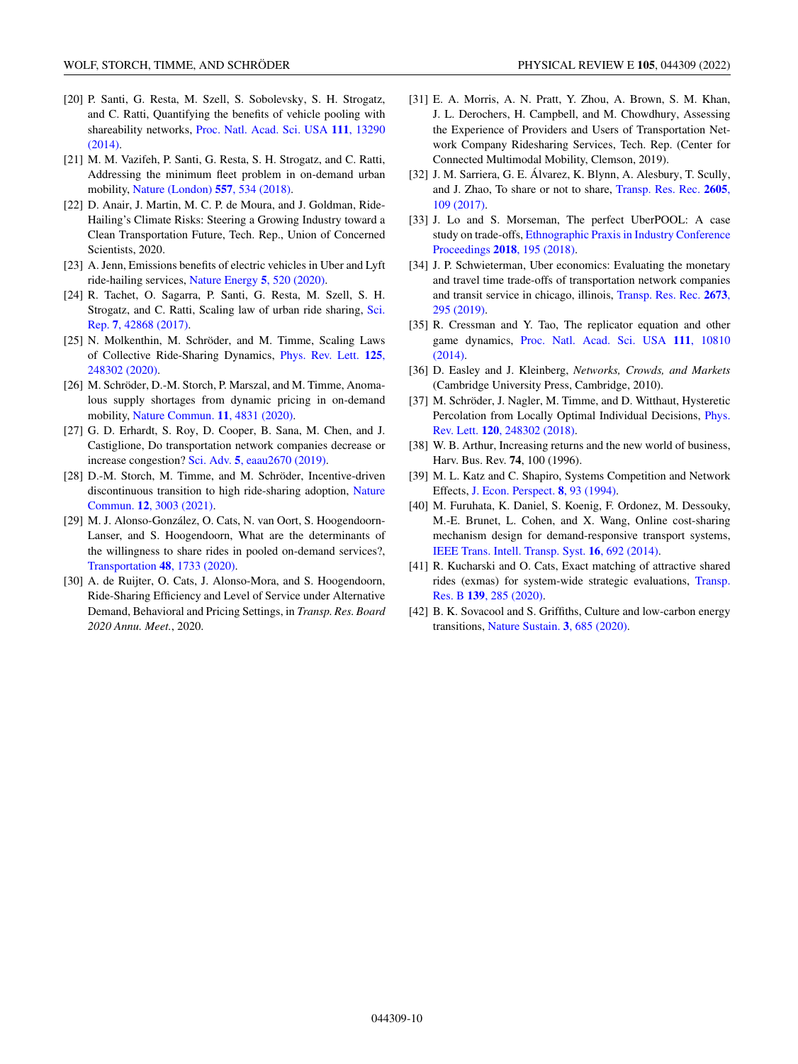[20] P. Santi, G. Resta, M. Szell, S. Sobolevsky, S. H. Strogatz, and C. Ratti, Quantifying the benefits of vehicle pooling with shareability networks, Proc. Natl. Acad. Sci. USA **111**, 13290 (2014).

[21] M. M. Vazifeh, P. Santi, G. Resta, S. H. Strogatz, and C. Ratti, Addressing the minimum fleet problem in on-demand urban mobility, Nature (London) **557**, 534 (2018).

[22] D. Anair, J. Martin, M. C. P. de Moura, and J. Goldman, Ride-Hailing's Climate Risks: Steering a Growing Industry toward a Clean Transportation Future, Tech. Rep., Union of Concerned Scientists, 2020.

[23] A. Jenn, Emissions benefits of electric vehicles in Uber and Lyft ride-hailing services, Nature Energy **5**, 520 (2020).

[24] R. Tachet, O. Sagarra, P. Santi, G. Resta, M. Szell, S. H. Strogatz, and C. Ratti, Scaling law of urban ride sharing, Sci. Rep. **7**, 42868 (2017).

[25] N. Molkenthin, M. Schröder, and M. Timme, Scaling Laws of Collective Ride-Sharing Dynamics, Phys. Rev. Lett. **125**, 248302 (2020).

[26] M. Schröder, D.-M. Storch, P. Marszal, and M. Timme, Anomalous supply shortages from dynamic pricing in on-demand mobility, Nature Commun. **11**, 4831 (2020).

[27] G. D. Erhardt, S. Roy, D. Cooper, B. Sana, M. Chen, and J. Castiglione, Do transportation network companies decrease or increase congestion? Sci. Adv. **5**, eaau2670 (2019).

[28] D.-M. Storch, M. Timme, and M. Schröder, Incentive-driven discontinuous transition to high ride-sharing adoption, Nature Commun. **12**, 3003 (2021).

[29] M. J. Alonso-González, O. Cats, N. van Oort, S. Hoogendoorn-Lanser, and S. Hoogendoorn, What are the determinants of the willingness to share rides in pooled on-demand services?, Transportation **48**, 1733 (2020).

[30] A. de Ruijter, O. Cats, J. Alonso-Mora, and S. Hoogendoorn, Ride-Sharing Efficiency and Level of Service under Alternative Demand, Behavioral and Pricing Settings, in *Transp. Res. Board 2020 Annu. Meet.*, 2020.

[31] E. A. Morris, A. N. Pratt, Y. Zhou, A. Brown, S. M. Khan, J. L. Derochers, H. Campbell, and M. Chowdhury, Assessing the Experience of Providers and Users of Transportation Network Company Ridesharing Services, Tech. Rep. (Center for Connected Multimodal Mobility, Clemson, 2019).

[32] J. M. Sarriera, G. E. Álvarez, K. Blynn, A. Alesbury, T. Scully, and J. Zhao, To share or not to share, Transp. Res. Rec. **2605**, 109 (2017).

[33] J. Lo and S. Morseman, The perfect UberPOOL: A case study on trade-offs, Ethnographic Praxis in Industry Conference Proceedings **2018**, 195 (2018).

[34] J. P. Schwieterman, Uber economics: Evaluating the monetary and travel time trade-offs of transportation network companies and transit service in chicago, illinois, Transp. Res. Rec. **2673**, 295 (2019).

[35] R. Cressman and Y. Tao, The replicator equation and other game dynamics, Proc. Natl. Acad. Sci. USA **111**, 10810 (2014).

[36] D. Easley and J. Kleinberg, *Networks, Crowds, and Markets* (Cambridge University Press, Cambridge, 2010).

[37] M. Schröder, J. Nagler, M. Timme, and D. Witthaut, Hysteretic Percolation from Locally Optimal Individual Decisions, Phys. Rev. Lett. **120**, 248302 (2018).

[38] W. B. Arthur, Increasing returns and the new world of business, Harv. Bus. Rev. **74**, 100 (1996).

[39] M. L. Katz and C. Shapiro, Systems Competition and Network Effects, J. Econ. Perspect. **8**, 93 (1994).

[40] M. Furuhata, K. Daniel, S. Koenig, F. Ordonez, M. Dessouky, M.-E. Brunet, L. Cohen, and X. Wang, Online cost-sharing mechanism design for demand-responsive transport systems, IEEE Trans. Intell. Transp. Syst. **16**, 692 (2014).

[41] R. Kucharski and O. Cats, Exact matching of attractive shared rides (exmas) for system-wide strategic evaluations, Transp. Res. B **139**, 285 (2020).

[42] B. K. Sovacool and S. Griffiths, Culture and low-carbon energy transitions, Nature Sustain. **3**, 685 (2020).